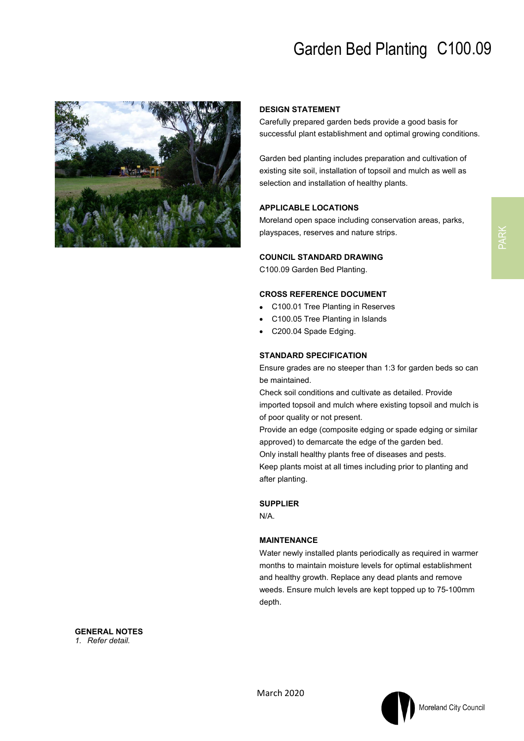# Garden Bed Planting C100.09

PARK

## DESIGN STATEMENT

Carefully prepared garden beds provide a good basis for successful plant establishment and optimal growing conditions.

Garden bed planting includes preparation and cultivation of existing site soil, installation of topsoil and mulch as well as selection and installation of healthy plants.

## APPLICABLE LOCATIONS

Moreland open space including conservation areas, parks, playspaces, reserves and nature strips.

## COUNCIL STANDARD DRAWING

C100.09 Garden Bed Planting.

## CROSS REFERENCE DOCUMENT

- C100.01 Tree Planting in Reserves
- C100.05 Tree Planting in Islands
- C200.04 Spade Edging.

## STANDARD SPECIFICATION

Ensure grades are no steeper than 1:3 for garden beds so can be maintained.

Check soil conditions and cultivate as detailed. Provide imported topsoil and mulch where existing topsoil and mulch is of poor quality or not present.

Provide an edge (composite edging or spade edging or similar approved) to demarcate the edge of the garden bed.

Only install healthy plants free of diseases and pests.

Keep plants moist at all times including prior to planting and after planting.

## SUPPLIER

N/A.

## MAINTENANCE

Water newly installed plants periodically as required in warmer months to maintain moisture levels for optimal establishment and healthy growth. Replace any dead plants and remove weeds. Ensure mulch levels are kept topped up to 75-100mm depth.

## GENERAL NOTES

1. *Refer detail.*

March 2020

Moreland City Council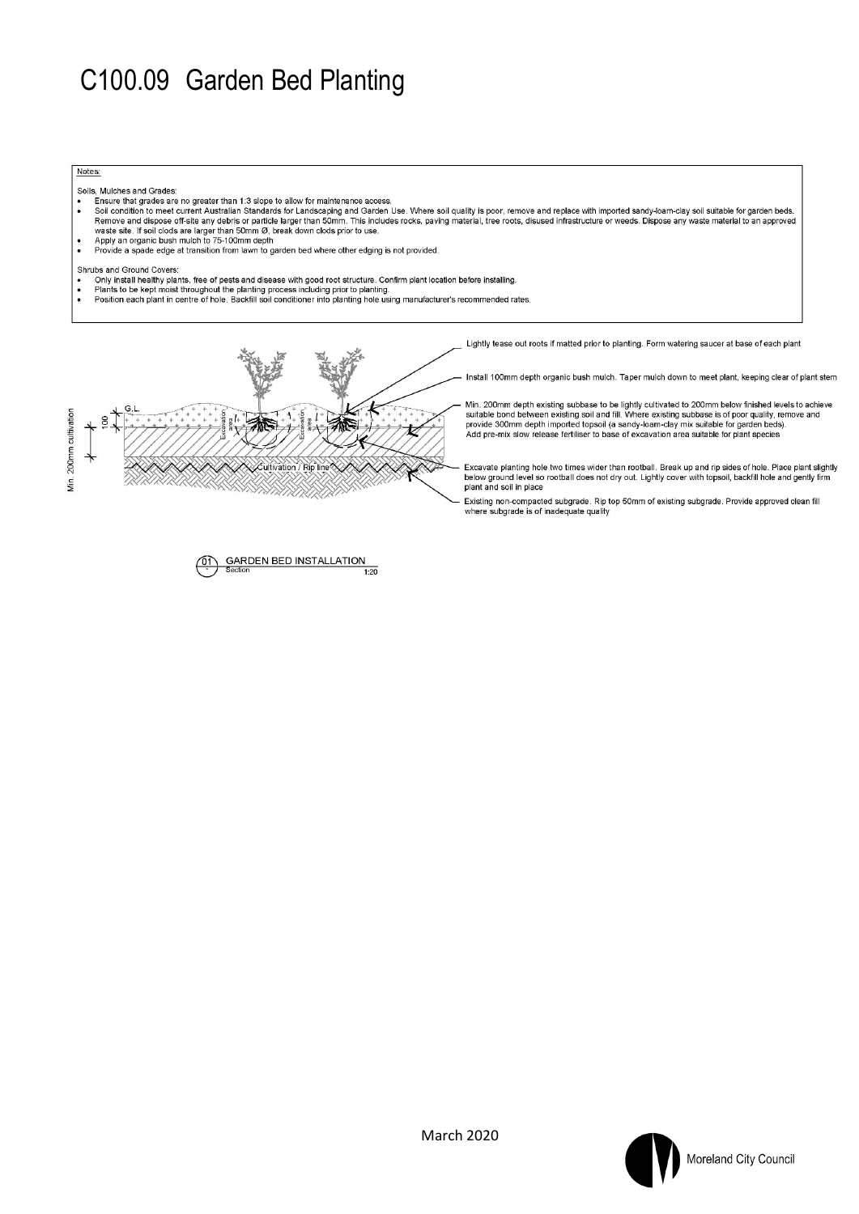# C100.09 Garden Bed Planting

Notes:

Soils, Mulches and Grades:

- Ensure that grades are no greater than 1:3 slope to allow for maintenance access.
- Soil condition to meet current Australian Standards for Landscaping and Garden Use. Where soil quality is poor, remove and replace with imported sandy-loam-clay soil suitable for garden beds. Remove and dispose off-site any debris or particle larger than 50mm. This includes rocks, paving material, tree roots, disused infrastructure or weeds. Dispose any waste material to an approved waste site. If soil clods are larger than 50mm Ø, break down clods prior to use.
- Apply an organic bush mulch to 75-100mm depth
- Provide a spade edge at transition from lawn to garden bed where other edging is not provided.

Shrubs and Ground Covers:

- Only install healthy plants, free of pests and disease with good root structure. Confirm plant location before installing.
- Plants to be kept moist throughout the planting process including prior to planting.
- Position each plant in centre of hole. Backfill soil conditioner into planting hole using manufacturer's recommended rates.

Min. 200mm cultivation

100

G.L.

Excavation area

Excavation area

Cultivation / Rip line

Lightly tease out roots if matted prior to planting. Form watering saucer at base of each plant

Install 100mm depth organic bush mulch. Taper mulch down to meet plant, keeping clear of plant stem

Min. 200mm depth existing subbase to be lightly cultivated to 200mm below finished levels to achieve suitable bond between existing soil and fill. Where existing subbase is of poor quality, remove and provide 300mm depth imported topsoil (a sandy-loam-clay mix suitable for garden beds). Add pre-mix slow release fertiliser to base of excavation area suitable for plant species

Excavate planting hole two times wider than rootball. Break up and rip sides of hole. Place plant slightly below ground level so rootball does not dry out. Lightly cover with topsoil, backfill hole and gently firm plant and soil in place

Existing non-compacted subgrade. Rip top 50mm of existing subgrade. Provide approved clean fill where subgrade is of inadequate quality

01 GARDEN BED INSTALLATION
Section 1:20

March 2020